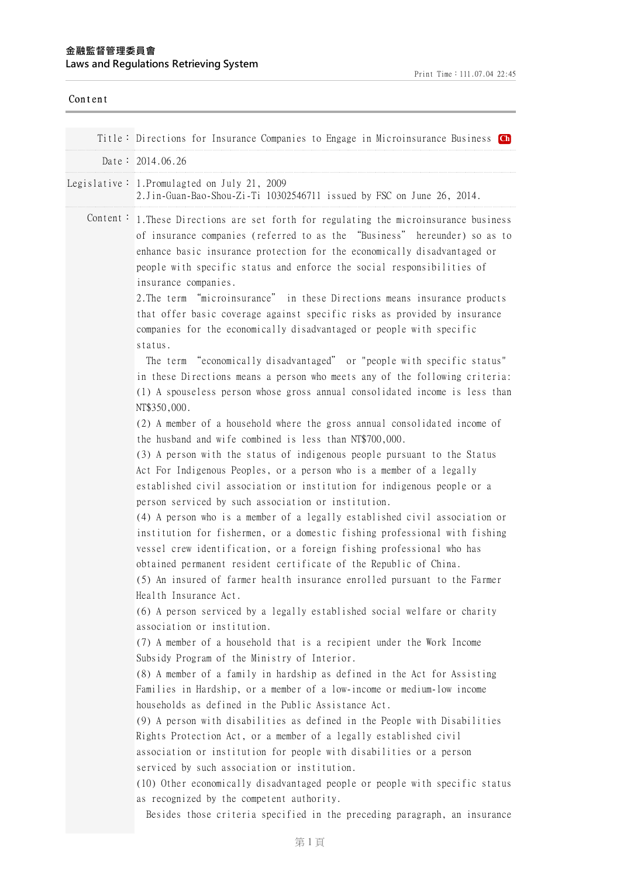金融監督管理委員會
Laws and Regulations Retrieving System

Print Time：111.07.04 22:45

Content

Title： Directions for Insurance Companies to Engage in Microinsurance Business Ch

Date： 2014.06.26

Legislative： 1.Promulgated on July 21, 2009
2.Jin-Guan-Bao-Shou-Zi-Ti 10302546711 issued by FSC on June 26, 2014.

Content：

1.These Directions are set forth for regulating the microinsurance business of insurance companies (referred to as the "Business" hereunder) so as to enhance basic insurance protection for the economically disadvantaged or people with specific status and enforce the social responsibilities of insurance companies.

2.The term "microinsurance" in these Directions means insurance products that offer basic coverage against specific risks as provided by insurance companies for the economically disadvantaged or people with specific status.

The term "economically disadvantaged" or "people with specific status" in these Directions means a person who meets any of the following criteria:

(1) A spouseless person whose gross annual consolidated income is less than NT$350,000.

(2) A member of a household where the gross annual consolidated income of the husband and wife combined is less than NT$700,000.

(3) A person with the status of indigenous people pursuant to the Status Act For Indigenous Peoples, or a person who is a member of a legally established civil association or institution for indigenous people or a person serviced by such association or institution.

(4) A person who is a member of a legally established civil association or institution for fishermen, or a domestic fishing professional with fishing vessel crew identification, or a foreign fishing professional who has obtained permanent resident certificate of the Republic of China.

(5) An insured of farmer health insurance enrolled pursuant to the Farmer Health Insurance Act.

(6) A person serviced by a legally established social welfare or charity association or institution.

(7) A member of a household that is a recipient under the Work Income Subsidy Program of the Ministry of Interior.

(8) A member of a family in hardship as defined in the Act for Assisting Families in Hardship, or a member of a low-income or medium-low income households as defined in the Public Assistance Act.

(9) A person with disabilities as defined in the People with Disabilities Rights Protection Act, or a member of a legally established civil association or institution for people with disabilities or a person serviced by such association or institution.

(10) Other economically disadvantaged people or people with specific status as recognized by the competent authority.

Besides those criteria specified in the preceding paragraph, an insurance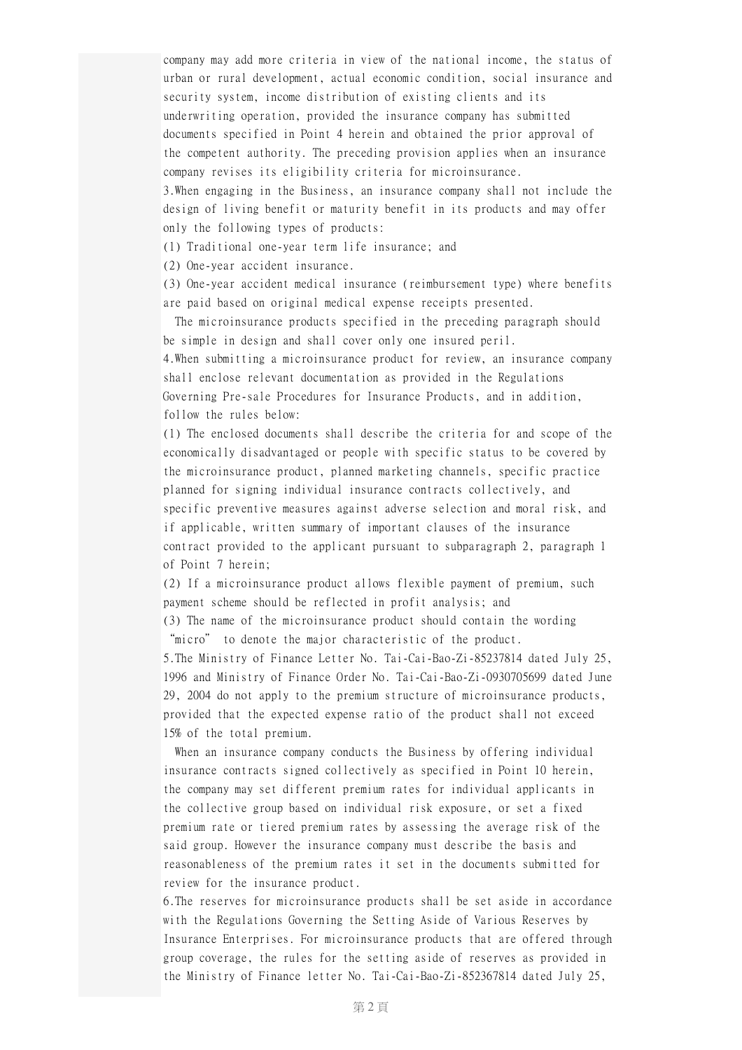company may add more criteria in view of the national income, the status of urban or rural development, actual economic condition, social insurance and security system, income distribution of existing clients and its underwriting operation, provided the insurance company has submitted documents specified in Point 4 herein and obtained the prior approval of the competent authority. The preceding provision applies when an insurance company revises its eligibility criteria for microinsurance.

3.When engaging in the Business, an insurance company shall not include the design of living benefit or maturity benefit in its products and may offer only the following types of products:

(1) Traditional one-year term life insurance; and

(2) One-year accident insurance.

(3) One-year accident medical insurance (reimbursement type) where benefits are paid based on original medical expense receipts presented.

The microinsurance products specified in the preceding paragraph should be simple in design and shall cover only one insured peril.

4.When submitting a microinsurance product for review, an insurance company shall enclose relevant documentation as provided in the Regulations Governing Pre-sale Procedures for Insurance Products, and in addition, follow the rules below:

(1) The enclosed documents shall describe the criteria for and scope of the economically disadvantaged or people with specific status to be covered by the microinsurance product, planned marketing channels, specific practice planned for signing individual insurance contracts collectively, and specific preventive measures against adverse selection and moral risk, and if applicable, written summary of important clauses of the insurance contract provided to the applicant pursuant to subparagraph 2, paragraph 1 of Point 7 herein;

(2) If a microinsurance product allows flexible payment of premium, such payment scheme should be reflected in profit analysis; and

(3) The name of the microinsurance product should contain the wording "micro" to denote the major characteristic of the product.

5.The Ministry of Finance Letter No. Tai-Cai-Bao-Zi-85237814 dated July 25, 1996 and Ministry of Finance Order No. Tai-Cai-Bao-Zi-0930705699 dated June 29, 2004 do not apply to the premium structure of microinsurance products, provided that the expected expense ratio of the product shall not exceed 15% of the total premium.

When an insurance company conducts the Business by offering individual insurance contracts signed collectively as specified in Point 10 herein, the company may set different premium rates for individual applicants in the collective group based on individual risk exposure, or set a fixed premium rate or tiered premium rates by assessing the average risk of the said group. However the insurance company must describe the basis and reasonableness of the premium rates it set in the documents submitted for review for the insurance product.

6.The reserves for microinsurance products shall be set aside in accordance with the Regulations Governing the Setting Aside of Various Reserves by Insurance Enterprises. For microinsurance products that are offered through group coverage, the rules for the setting aside of reserves as provided in the Ministry of Finance letter No. Tai-Cai-Bao-Zi-852367814 dated July 25,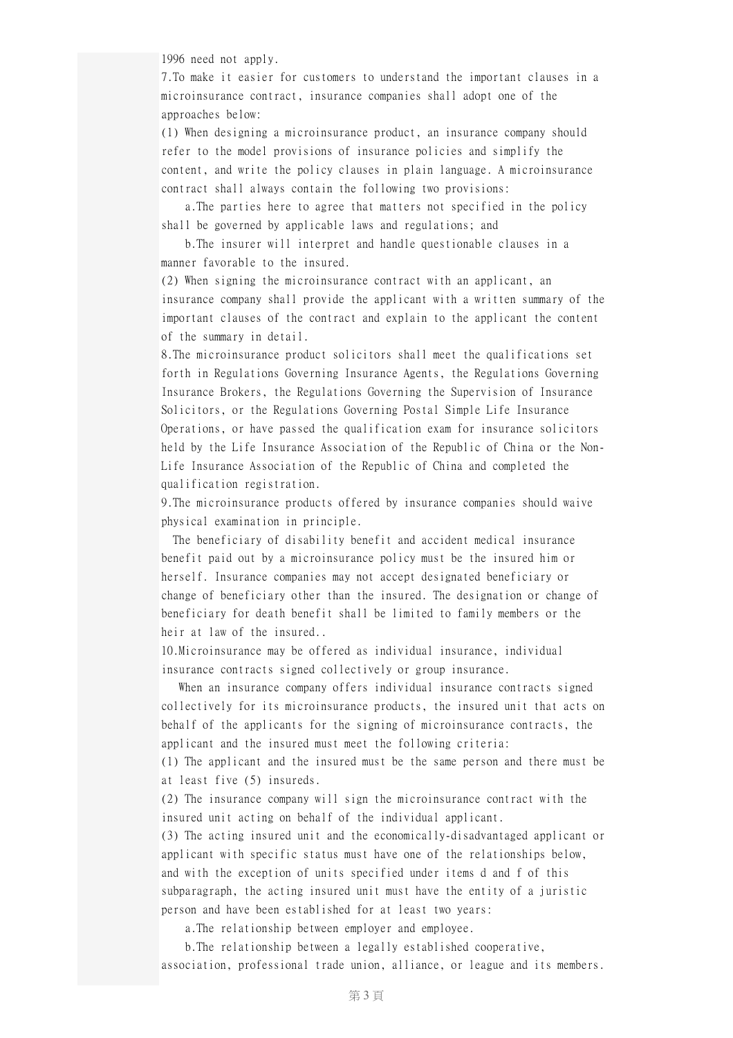1996 need not apply.

7.To make it easier for customers to understand the important clauses in a microinsurance contract, insurance companies shall adopt one of the approaches below:

(1) When designing a microinsurance product, an insurance company should refer to the model provisions of insurance policies and simplify the content, and write the policy clauses in plain language. A microinsurance contract shall always contain the following two provisions:

a.The parties here to agree that matters not specified in the policy shall be governed by applicable laws and regulations; and

b.The insurer will interpret and handle questionable clauses in a manner favorable to the insured.

(2) When signing the microinsurance contract with an applicant, an insurance company shall provide the applicant with a written summary of the important clauses of the contract and explain to the applicant the content of the summary in detail.

8.The microinsurance product solicitors shall meet the qualifications set forth in Regulations Governing Insurance Agents, the Regulations Governing Insurance Brokers, the Regulations Governing the Supervision of Insurance Solicitors, or the Regulations Governing Postal Simple Life Insurance Operations, or have passed the qualification exam for insurance solicitors held by the Life Insurance Association of the Republic of China or the Non-Life Insurance Association of the Republic of China and completed the qualification registration.

9.The microinsurance products offered by insurance companies should waive physical examination in principle.

The beneficiary of disability benefit and accident medical insurance benefit paid out by a microinsurance policy must be the insured him or herself. Insurance companies may not accept designated beneficiary or change of beneficiary other than the insured. The designation or change of beneficiary for death benefit shall be limited to family members or the heir at law of the insured..

10.Microinsurance may be offered as individual insurance, individual insurance contracts signed collectively or group insurance.

When an insurance company offers individual insurance contracts signed collectively for its microinsurance products, the insured unit that acts on behalf of the applicants for the signing of microinsurance contracts, the applicant and the insured must meet the following criteria:

(1) The applicant and the insured must be the same person and there must be at least five (5) insureds.

(2) The insurance company will sign the microinsurance contract with the insured unit acting on behalf of the individual applicant.

(3) The acting insured unit and the economically-disadvantaged applicant or applicant with specific status must have one of the relationships below, and with the exception of units specified under items d and f of this subparagraph, the acting insured unit must have the entity of a juristic person and have been established for at least two years:

a.The relationship between employer and employee.

b.The relationship between a legally established cooperative, association, professional trade union, alliance, or league and its members.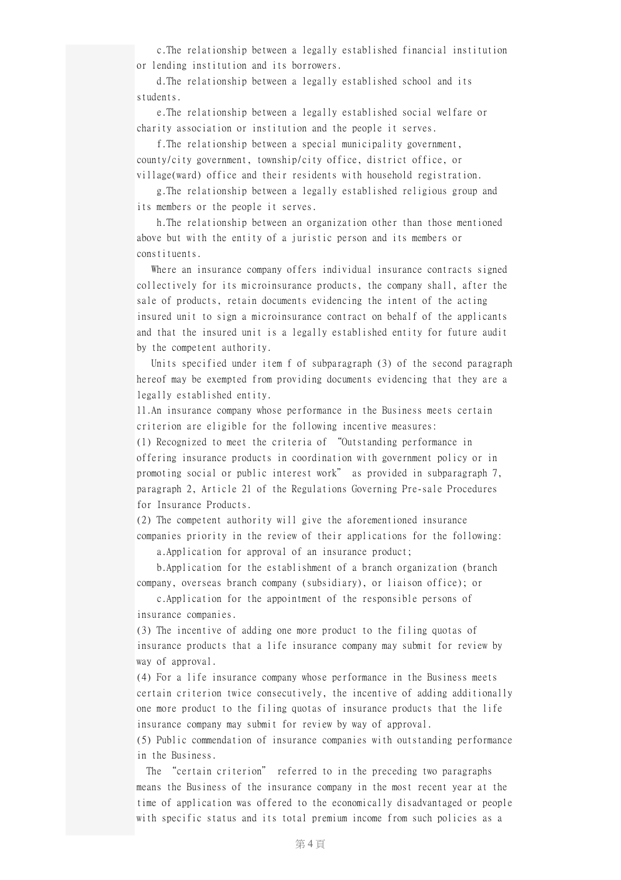c.The relationship between a legally established financial institution or lending institution and its borrowers.

d.The relationship between a legally established school and its students.

e.The relationship between a legally established social welfare or charity association or institution and the people it serves.

f.The relationship between a special municipality government, county/city government, township/city office, district office, or village(ward) office and their residents with household registration.

g.The relationship between a legally established religious group and its members or the people it serves.

h.The relationship between an organization other than those mentioned above but with the entity of a juristic person and its members or constituents.

Where an insurance company offers individual insurance contracts signed collectively for its microinsurance products, the company shall, after the sale of products, retain documents evidencing the intent of the acting insured unit to sign a microinsurance contract on behalf of the applicants and that the insured unit is a legally established entity for future audit by the competent authority.

Units specified under item f of subparagraph (3) of the second paragraph hereof may be exempted from providing documents evidencing that they are a legally established entity.

11.An insurance company whose performance in the Business meets certain criterion are eligible for the following incentive measures:

(1) Recognized to meet the criteria of "Outstanding performance in offering insurance products in coordination with government policy or in promoting social or public interest work" as provided in subparagraph 7, paragraph 2, Article 21 of the Regulations Governing Pre-sale Procedures for Insurance Products.

(2) The competent authority will give the aforementioned insurance companies priority in the review of their applications for the following:

a.Application for approval of an insurance product;

b.Application for the establishment of a branch organization (branch company, overseas branch company (subsidiary), or liaison office); or

c.Application for the appointment of the responsible persons of insurance companies.

(3) The incentive of adding one more product to the filing quotas of insurance products that a life insurance company may submit for review by way of approval.

(4) For a life insurance company whose performance in the Business meets certain criterion twice consecutively, the incentive of adding additionally one more product to the filing quotas of insurance products that the life insurance company may submit for review by way of approval.

(5) Public commendation of insurance companies with outstanding performance in the Business.

The "certain criterion" referred to in the preceding two paragraphs means the Business of the insurance company in the most recent year at the time of application was offered to the economically disadvantaged or people with specific status and its total premium income from such policies as a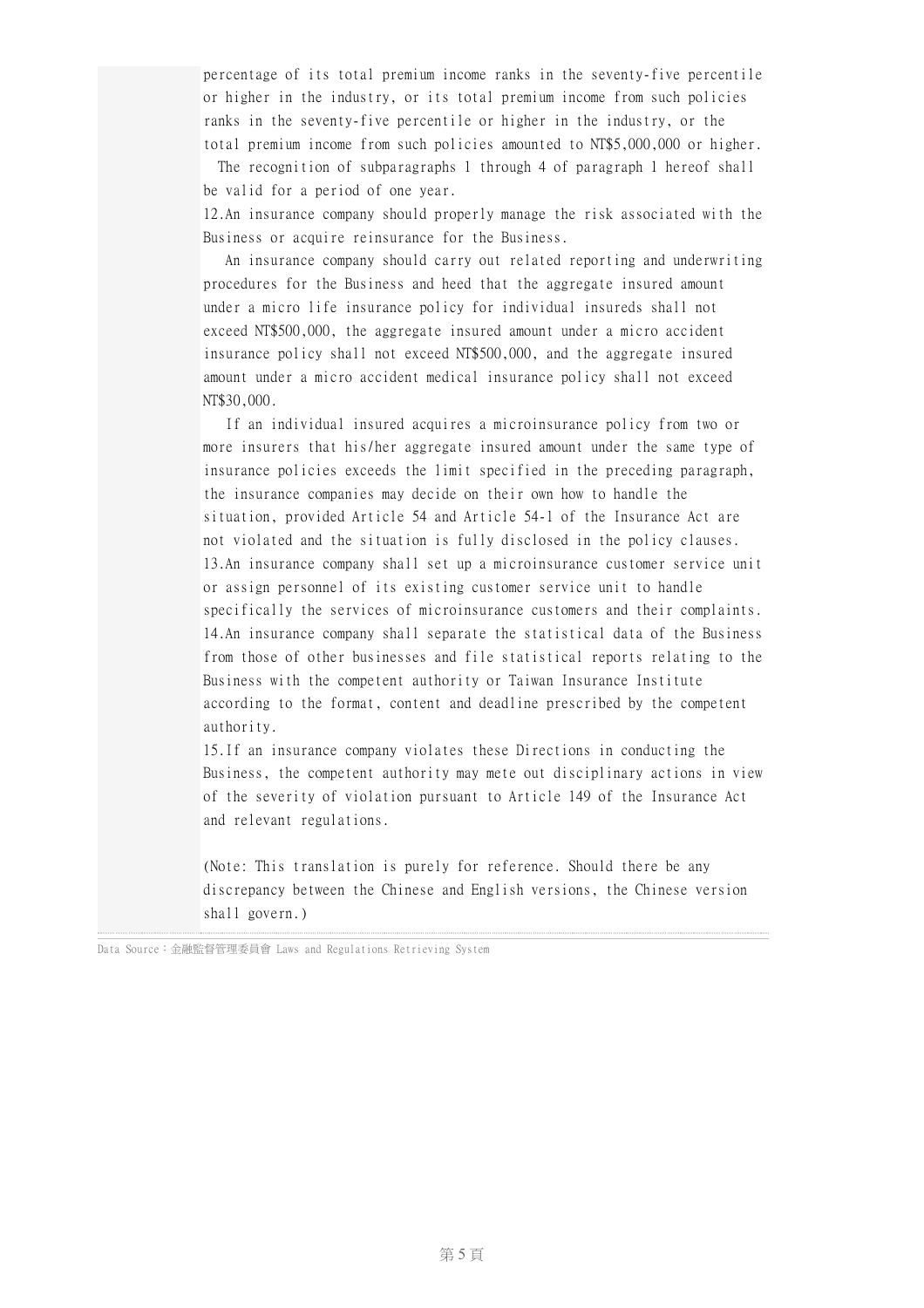percentage of its total premium income ranks in the seventy-five percentile or higher in the industry, or its total premium income from such policies ranks in the seventy-five percentile or higher in the industry, or the total premium income from such policies amounted to NT$5,000,000 or higher.

The recognition of subparagraphs 1 through 4 of paragraph 1 hereof shall be valid for a period of one year.

12.An insurance company should properly manage the risk associated with the Business or acquire reinsurance for the Business.

An insurance company should carry out related reporting and underwriting procedures for the Business and heed that the aggregate insured amount under a micro life insurance policy for individual insureds shall not exceed NT$500,000, the aggregate insured amount under a micro accident insurance policy shall not exceed NT$500,000, and the aggregate insured amount under a micro accident medical insurance policy shall not exceed NT$30,000.

If an individual insured acquires a microinsurance policy from two or more insurers that his/her aggregate insured amount under the same type of insurance policies exceeds the limit specified in the preceding paragraph, the insurance companies may decide on their own how to handle the situation, provided Article 54 and Article 54-1 of the Insurance Act are not violated and the situation is fully disclosed in the policy clauses.

13.An insurance company shall set up a microinsurance customer service unit or assign personnel of its existing customer service unit to handle specifically the services of microinsurance customers and their complaints.

14.An insurance company shall separate the statistical data of the Business from those of other businesses and file statistical reports relating to the Business with the competent authority or Taiwan Insurance Institute according to the format, content and deadline prescribed by the competent authority.

15.If an insurance company violates these Directions in conducting the Business, the competent authority may mete out disciplinary actions in view of the severity of violation pursuant to Article 149 of the Insurance Act and relevant regulations.

(Note: This translation is purely for reference. Should there be any discrepancy between the Chinese and English versions, the Chinese version shall govern.)

Data Source：金融監督管理委員會 Laws and Regulations Retrieving System